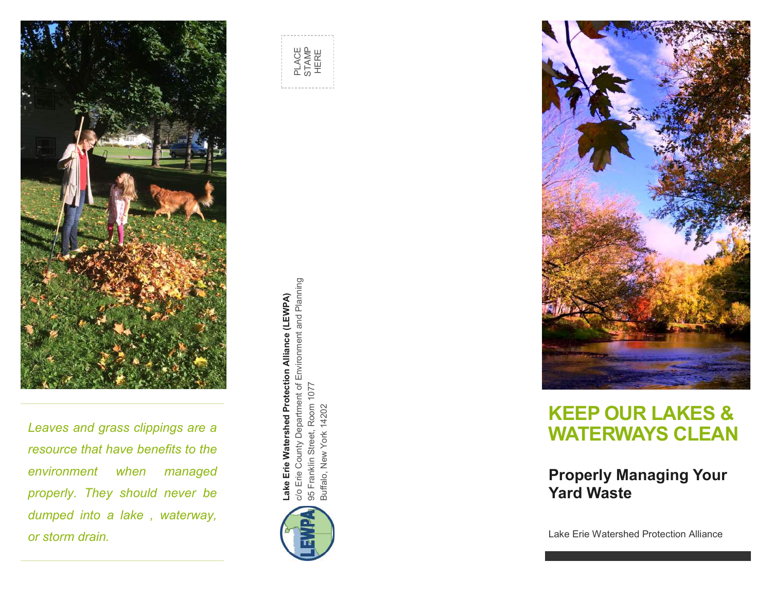*Leaves and grass clippings are a resource that have benefits to the environment when managed properly. They should never be dumped into a lake , waterway, or storm drain.*

PLACE STAMP HERE

**Lake Erie Watershed Protection Alliance (LEWPA)**
c/o Erie County Department of Environment and Planning
95 Franklin Street, Room 1077
Buffalo, New York 14202

# KEEP OUR LAKES & WATERWAYS CLEAN

## Properly Managing Your Yard Waste

Lake Erie Watershed Protection Alliance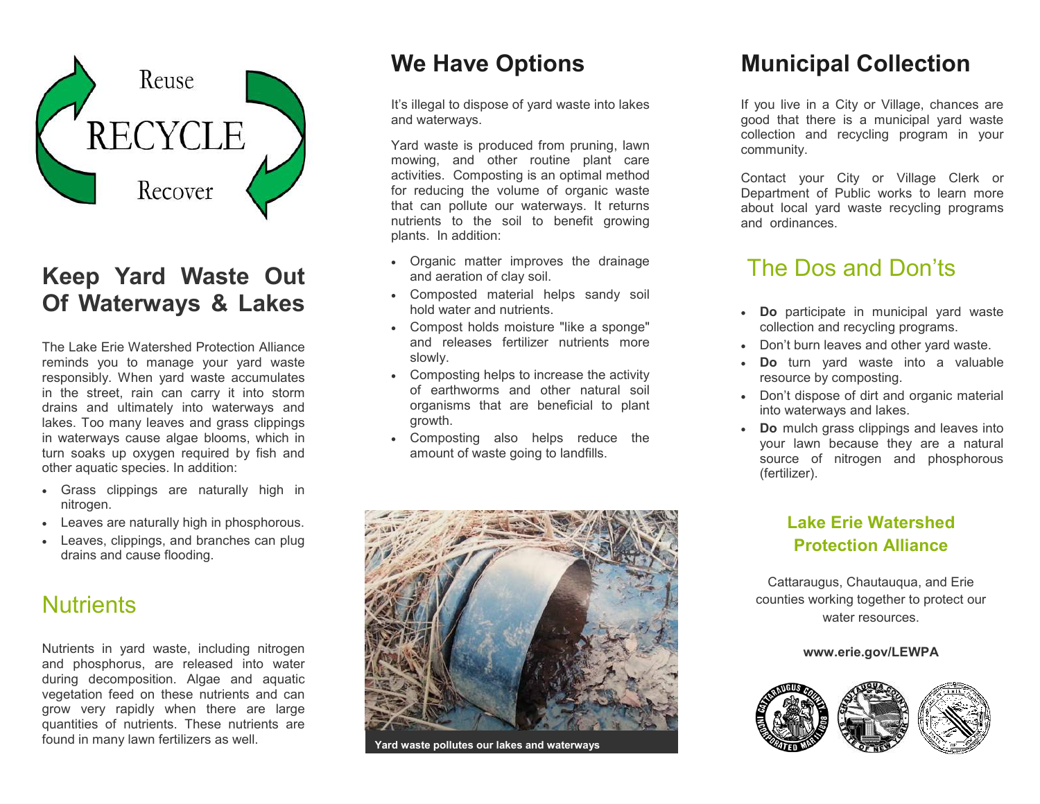Reuse

RECYCLE

Recover

## Keep Yard Waste Out Of Waterways & Lakes

The Lake Erie Watershed Protection Alliance reminds you to manage your yard waste responsibly. When yard waste accumulates in the street, rain can carry it into storm drains and ultimately into waterways and lakes. Too many leaves and grass clippings in waterways cause algae blooms, which in turn soaks up oxygen required by fish and other aquatic species. In addition:

- Grass clippings are naturally high in nitrogen.
- Leaves are naturally high in phosphorous.
- Leaves, clippings, and branches can plug drains and cause flooding.

## Nutrients

Nutrients in yard waste, including nitrogen and phosphorus, are released into water during decomposition. Algae and aquatic vegetation feed on these nutrients and can grow very rapidly when there are large quantities of nutrients. These nutrients are found in many lawn fertilizers as well.

## We Have Options

It's illegal to dispose of yard waste into lakes and waterways.

Yard waste is produced from pruning, lawn mowing, and other routine plant care activities. Composting is an optimal method for reducing the volume of organic waste that can pollute our waterways. It returns nutrients to the soil to benefit growing plants. In addition:

- Organic matter improves the drainage and aeration of clay soil.
- Composted material helps sandy soil hold water and nutrients.
- Compost holds moisture "like a sponge" and releases fertilizer nutrients more slowly.
- Composting helps to increase the activity of earthworms and other natural soil organisms that are beneficial to plant growth.
- Composting also helps reduce the amount of waste going to landfills.

**Yard waste pollutes our lakes and waterways**

## Municipal Collection

If you live in a City or Village, chances are good that there is a municipal yard waste collection and recycling program in your community.

Contact your City or Village Clerk or Department of Public works to learn more about local yard waste recycling programs and ordinances.

## The Dos and Don'ts

- **Do** participate in municipal yard waste collection and recycling programs.
- Don't burn leaves and other yard waste.
- **Do** turn yard waste into a valuable resource by composting.
- Don't dispose of dirt and organic material into waterways and lakes.
- **Do** mulch grass clippings and leaves into your lawn because they are a natural source of nitrogen and phosphorous (fertilizer).

### Lake Erie Watershed Protection Alliance

Cattaraugus, Chautauqua, and Erie counties working together to protect our water resources.

**www.erie.gov/LEWPA**